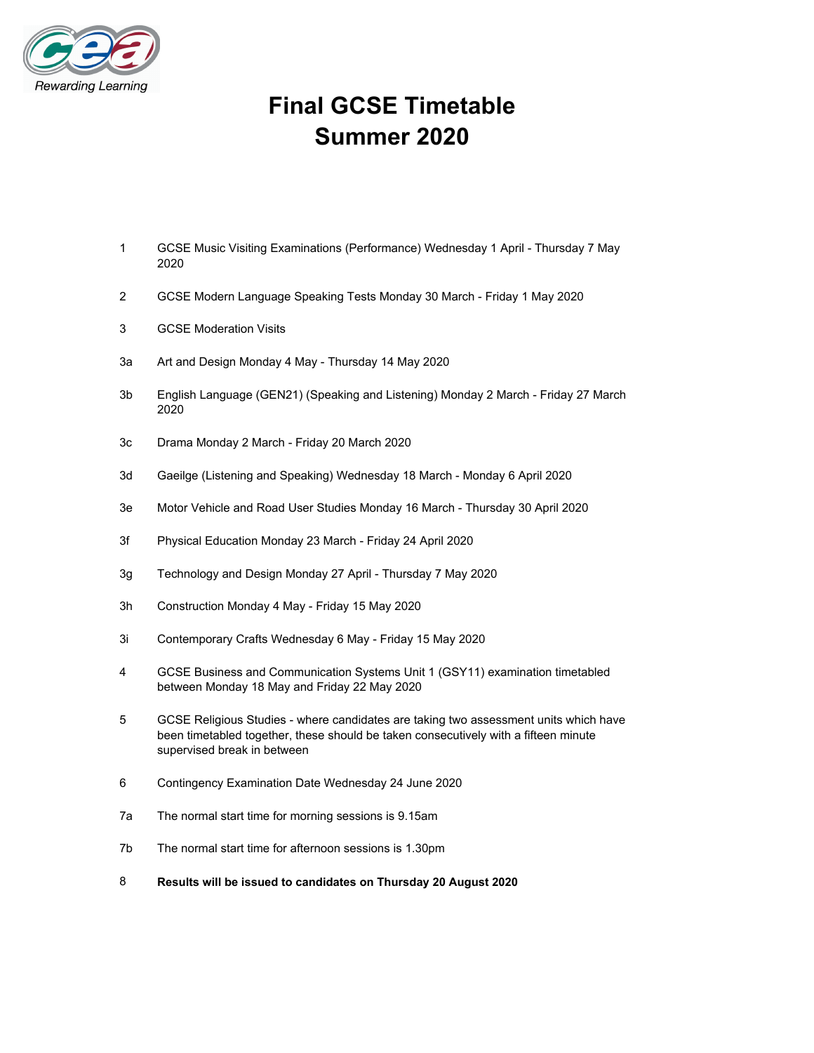# Final GCSE Timetable
# Summer 2020

1 GCSE Music Visiting Examinations (Performance) Wednesday 1 April - Thursday 7 May 2020

2 GCSE Modern Language Speaking Tests Monday 30 March - Friday 1 May 2020

3 GCSE Moderation Visits

3a Art and Design Monday 4 May - Thursday 14 May 2020

3b English Language (GEN21) (Speaking and Listening) Monday 2 March - Friday 27 March 2020

3c Drama Monday 2 March - Friday 20 March 2020

3d Gaeilge (Listening and Speaking) Wednesday 18 March - Monday 6 April 2020

3e Motor Vehicle and Road User Studies Monday 16 March - Thursday 30 April 2020

3f Physical Education Monday 23 March - Friday 24 April 2020

3g Technology and Design Monday 27 April - Thursday 7 May 2020

3h Construction Monday 4 May - Friday 15 May 2020

3i Contemporary Crafts Wednesday 6 May - Friday 15 May 2020

4 GCSE Business and Communication Systems Unit 1 (GSY11) examination timetabled between Monday 18 May and Friday 22 May 2020

5 GCSE Religious Studies - where candidates are taking two assessment units which have been timetabled together, these should be taken consecutively with a fifteen minute supervised break in between

6 Contingency Examination Date Wednesday 24 June 2020

7a The normal start time for morning sessions is 9.15am

7b The normal start time for afternoon sessions is 1.30pm

8 **Results will be issued to candidates on Thursday 20 August 2020**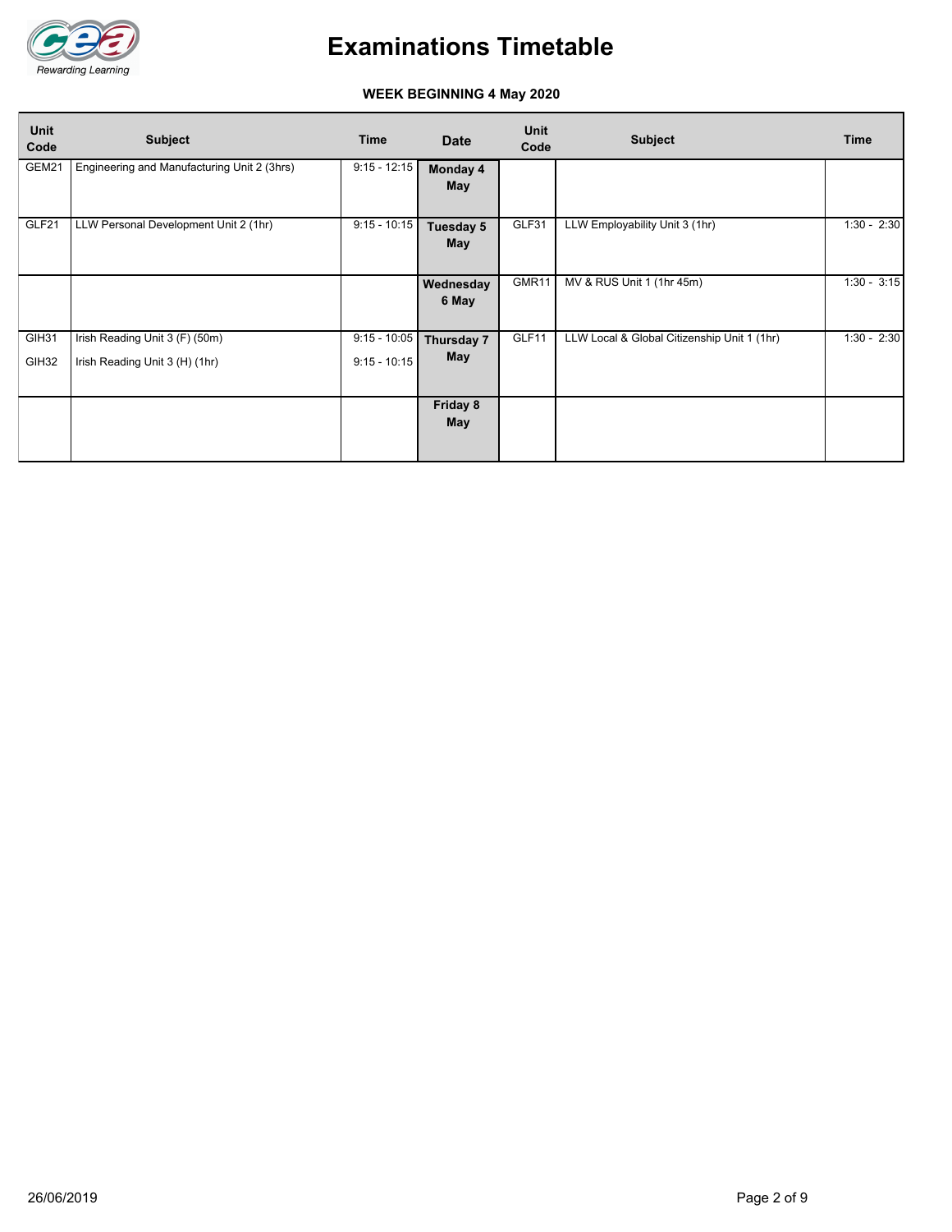# Examinations Timetable

**WEEK BEGINNING 4 May 2020**

| Unit Code | Subject | Time | Date | Unit Code | Subject | Time |
|---|---|---|---|---|---|---|
| GEM21 | Engineering and Manufacturing Unit 2 (3hrs) | 9:15 - 12:15 | **Monday 4 May** | | | |
| GLF21 | LLW Personal Development Unit 2 (1hr) | 9:15 - 10:15 | **Tuesday 5 May** | GLF31 | LLW Employability Unit 3 (1hr) | 1:30 - 2:30 |
| | | | **Wednesday 6 May** | GMR11 | MV & RUS Unit 1 (1hr 45m) | 1:30 - 3:15 |
| GIH31<br>GIH32 | Irish Reading Unit 3 (F) (50m)<br>Irish Reading Unit 3 (H) (1hr) | 9:15 - 10:05<br>9:15 - 10:15 | **Thursday 7 May** | GLF11 | LLW Local & Global Citizenship Unit 1 (1hr) | 1:30 - 2:30 |
| | | | **Friday 8 May** | | | |

26/06/2019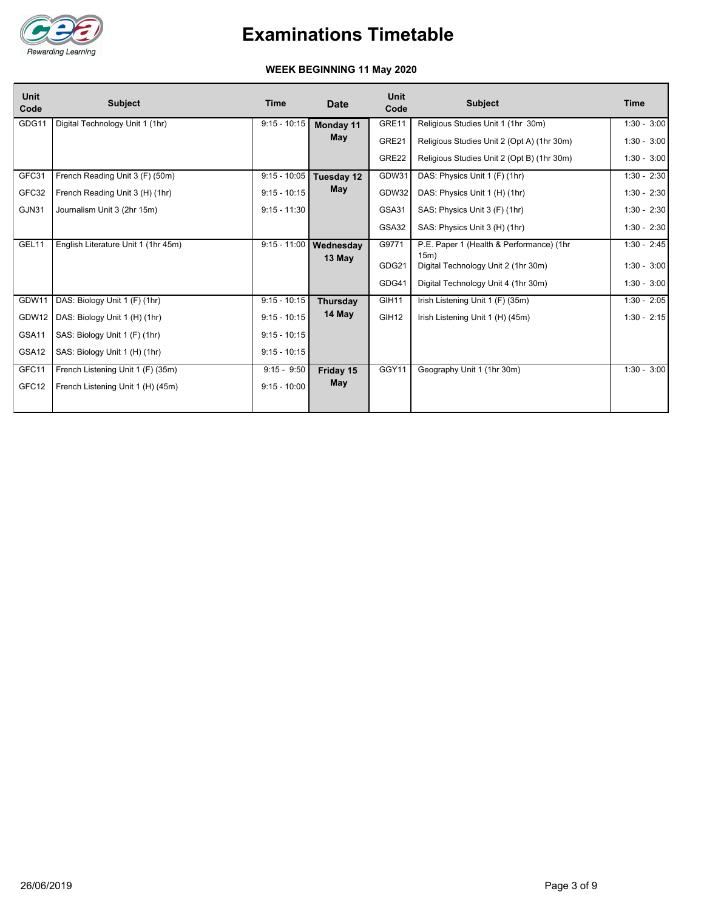# Examinations Timetable

**WEEK BEGINNING 11 May 2020**

| Unit Code | Subject | Time | Date | Unit Code | Subject | Time |
|---|---|---|---|---|---|---|
| GDG11 | Digital Technology Unit 1 (1hr) | 9:15 - 10:15 | **Monday 11 May** | GRE11 | Religious Studies Unit 1 (1hr 30m) | 1:30 - 3:00 |
| | | | | GRE21 | Religious Studies Unit 2 (Opt A) (1hr 30m) | 1:30 - 3:00 |
| | | | | GRE22 | Religious Studies Unit 2 (Opt B) (1hr 30m) | 1:30 - 3:00 |
| GFC31 | French Reading Unit 3 (F) (50m) | 9:15 - 10:05 | **Tuesday 12 May** | GDW31 | DAS: Physics Unit 1 (F) (1hr) | 1:30 - 2:30 |
| GFC32 | French Reading Unit 3 (H) (1hr) | 9:15 - 10:15 | | GDW32 | DAS: Physics Unit 1 (H) (1hr) | 1:30 - 2:30 |
| GJN31 | Journalism Unit 3 (2hr 15m) | 9:15 - 11:30 | | GSA31 | SAS: Physics Unit 3 (F) (1hr) | 1:30 - 2:30 |
| | | | | GSA32 | SAS: Physics Unit 3 (H) (1hr) | 1:30 - 2:30 |
| GEL11 | English Literature Unit 1 (1hr 45m) | 9:15 - 11:00 | **Wednesday 13 May** | G9771 | P.E. Paper 1 (Health & Performance) (1hr 15m) | 1:30 - 2:45 |
| | | | | GDG21 | Digital Technology Unit 2 (1hr 30m) | 1:30 - 3:00 |
| | | | | GDG41 | Digital Technology Unit 4 (1hr 30m) | 1:30 - 3:00 |
| GDW11 | DAS: Biology Unit 1 (F) (1hr) | 9:15 - 10:15 | **Thursday 14 May** | GIH11 | Irish Listening Unit 1 (F) (35m) | 1:30 - 2:05 |
| GDW12 | DAS: Biology Unit 1 (H) (1hr) | 9:15 - 10:15 | | GIH12 | Irish Listening Unit 1 (H) (45m) | 1:30 - 2:15 |
| GSA11 | SAS: Biology Unit 1 (F) (1hr) | 9:15 - 10:15 | | | | |
| GSA12 | SAS: Biology Unit 1 (H) (1hr) | 9:15 - 10:15 | | | | |
| GFC11 | French Listening Unit 1 (F) (35m) | 9:15 - 9:50 | **Friday 15 May** | GGY11 | Geography Unit 1 (1hr 30m) | 1:30 - 3:00 |
| GFC12 | French Listening Unit 1 (H) (45m) | 9:15 - 10:00 | | | | |

26/06/2019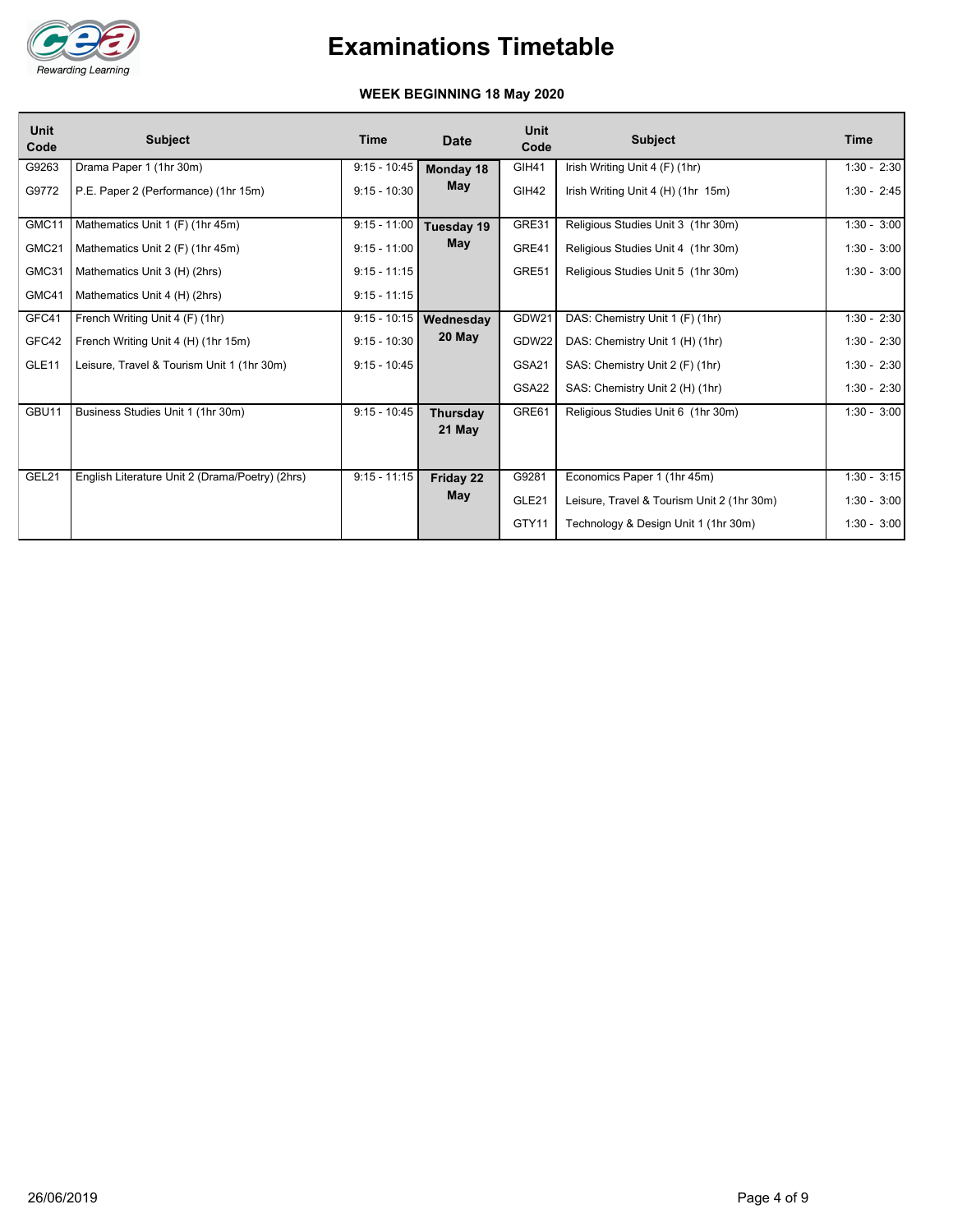# Examinations Timetable

**WEEK BEGINNING 18 May 2020**

| Unit Code | Subject | Time | Date | Unit Code | Subject | Time |
|---|---|---|---|---|---|---|
| G9263 | Drama Paper 1 (1hr 30m) | 9:15 - 10:45 | **Monday 18 May** | GIH41 | Irish Writing Unit 4 (F) (1hr) | 1:30 - 2:30 |
| G9772 | P.E. Paper 2 (Performance) (1hr 15m) | 9:15 - 10:30 | | GIH42 | Irish Writing Unit 4 (H) (1hr 15m) | 1:30 - 2:45 |
| GMC11 | Mathematics Unit 1 (F) (1hr 45m) | 9:15 - 11:00 | **Tuesday 19 May** | GRE31 | Religious Studies Unit 3 (1hr 30m) | 1:30 - 3:00 |
| GMC21 | Mathematics Unit 2 (F) (1hr 45m) | 9:15 - 11:00 | | GRE41 | Religious Studies Unit 4 (1hr 30m) | 1:30 - 3:00 |
| GMC31 | Mathematics Unit 3 (H) (2hrs) | 9:15 - 11:15 | | GRE51 | Religious Studies Unit 5 (1hr 30m) | 1:30 - 3:00 |
| GMC41 | Mathematics Unit 4 (H) (2hrs) | 9:15 - 11:15 | | | | |
| GFC41 | French Writing Unit 4 (F) (1hr) | 9:15 - 10:15 | **Wednesday 20 May** | GDW21 | DAS: Chemistry Unit 1 (F) (1hr) | 1:30 - 2:30 |
| GFC42 | French Writing Unit 4 (H) (1hr 15m) | 9:15 - 10:30 | | GDW22 | DAS: Chemistry Unit 1 (H) (1hr) | 1:30 - 2:30 |
| GLE11 | Leisure, Travel & Tourism Unit 1 (1hr 30m) | 9:15 - 10:45 | | GSA21 | SAS: Chemistry Unit 2 (F) (1hr) | 1:30 - 2:30 |
| | | | | GSA22 | SAS: Chemistry Unit 2 (H) (1hr) | 1:30 - 2:30 |
| GBU11 | Business Studies Unit 1 (1hr 30m) | 9:15 - 10:45 | **Thursday 21 May** | GRE61 | Religious Studies Unit 6 (1hr 30m) | 1:30 - 3:00 |
| GEL21 | English Literature Unit 2 (Drama/Poetry) (2hrs) | 9:15 - 11:15 | **Friday 22 May** | G9281 | Economics Paper 1 (1hr 45m) | 1:30 - 3:15 |
| | | | | GLE21 | Leisure, Travel & Tourism Unit 2 (1hr 30m) | 1:30 - 3:00 |
| | | | | GTY11 | Technology & Design Unit 1 (1hr 30m) | 1:30 - 3:00 |

26/06/2019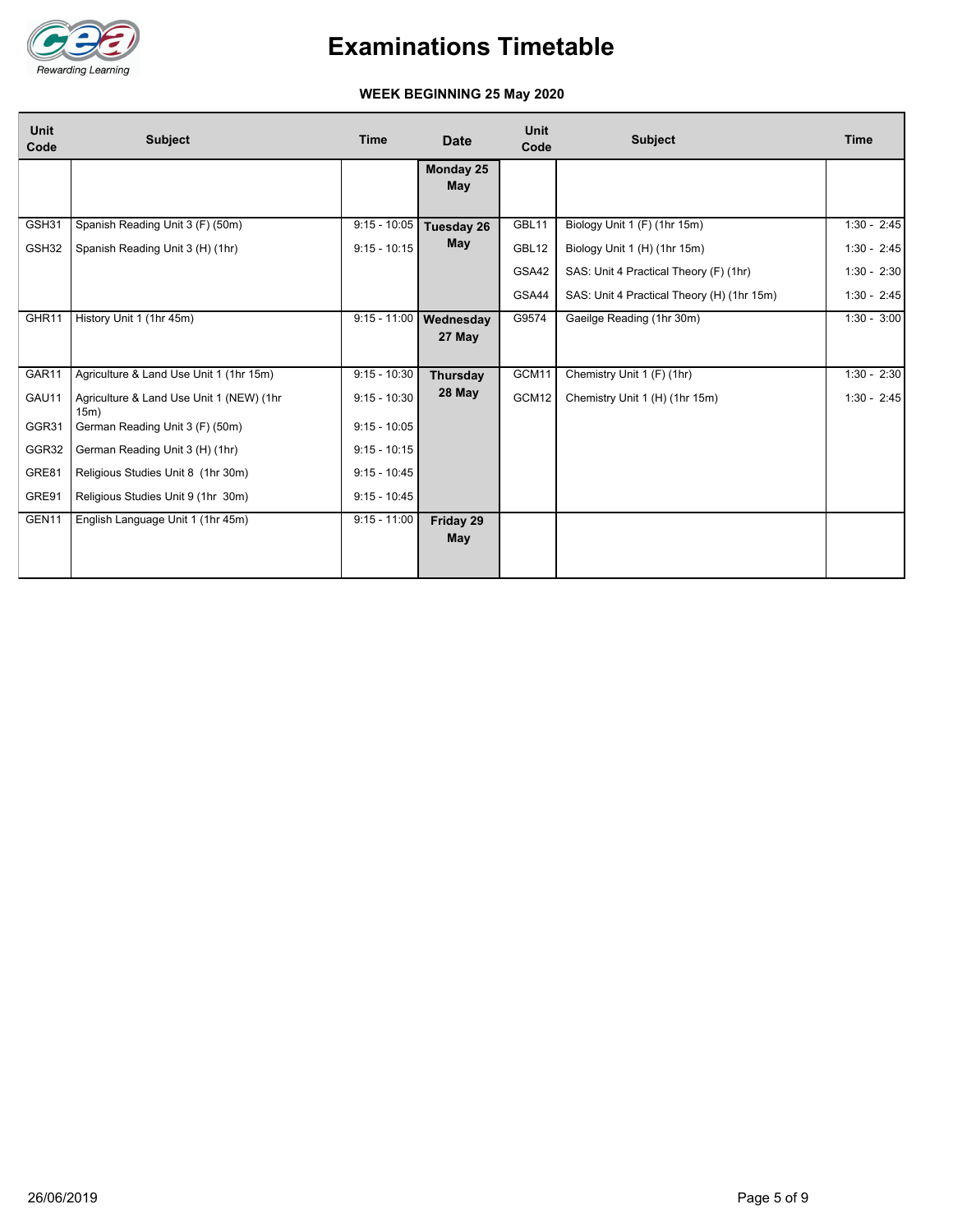# Examinations Timetable

**WEEK BEGINNING 25 May 2020**

| Unit Code | Subject | Time | Date | Unit Code | Subject | Time |
|---|---|---|---|---|---|---|
| | | | **Monday 25 May** | | | |
| GSH31 | Spanish Reading Unit 3 (F) (50m) | 9:15 - 10:05 | **Tuesday 26 May** | GBL11 | Biology Unit 1 (F) (1hr 15m) | 1:30 - 2:45 |
| GSH32 | Spanish Reading Unit 3 (H) (1hr) | 9:15 - 10:15 | | GBL12 | Biology Unit 1 (H) (1hr 15m) | 1:30 - 2:45 |
| | | | | GSA42 | SAS: Unit 4 Practical Theory (F) (1hr) | 1:30 - 2:30 |
| | | | | GSA44 | SAS: Unit 4 Practical Theory (H) (1hr 15m) | 1:30 - 2:45 |
| GHR11 | History Unit 1 (1hr 45m) | 9:15 - 11:00 | **Wednesday 27 May** | G9574 | Gaeilge Reading (1hr 30m) | 1:30 - 3:00 |
| GAR11 | Agriculture & Land Use Unit 1 (1hr 15m) | 9:15 - 10:30 | **Thursday 28 May** | GCM11 | Chemistry Unit 1 (F) (1hr) | 1:30 - 2:30 |
| GAU11 | Agriculture & Land Use Unit 1 (NEW) (1hr 15m) | 9:15 - 10:30 | | GCM12 | Chemistry Unit 1 (H) (1hr 15m) | 1:30 - 2:45 |
| GGR31 | German Reading Unit 3 (F) (50m) | 9:15 - 10:05 | | | | |
| GGR32 | German Reading Unit 3 (H) (1hr) | 9:15 - 10:15 | | | | |
| GRE81 | Religious Studies Unit 8 (1hr 30m) | 9:15 - 10:45 | | | | |
| GRE91 | Religious Studies Unit 9 (1hr 30m) | 9:15 - 10:45 | | | | |
| GEN11 | English Language Unit 1 (1hr 45m) | 9:15 - 11:00 | **Friday 29 May** | | | |

26/06/2019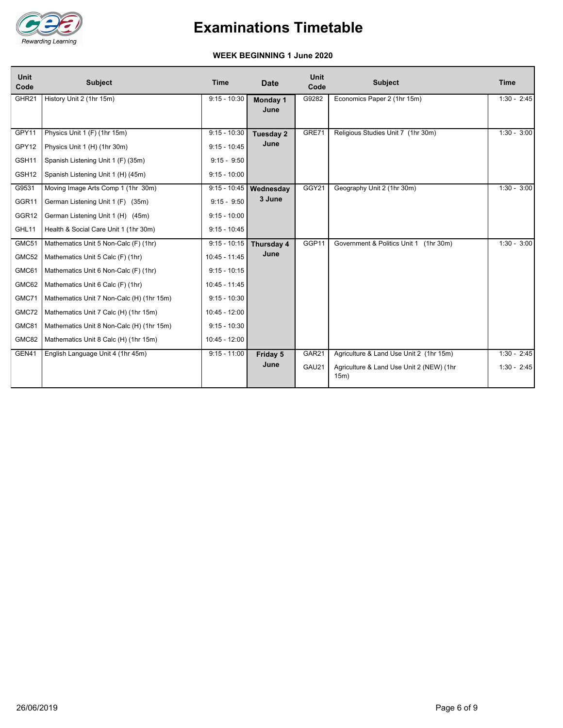# Examinations Timetable

**WEEK BEGINNING 1 June 2020**

| Unit Code | Subject | Time | Date | Unit Code | Subject | Time |
|---|---|---|---|---|---|---|
| GHR21 | History Unit 2 (1hr 15m) | 9:15 - 10:30 | **Monday 1 June** | G9282 | Economics Paper 2 (1hr 15m) | 1:30 - 2:45 |
| GPY11 | Physics Unit 1 (F) (1hr 15m) | 9:15 - 10:30 | **Tuesday 2 June** | GRE71 | Religious Studies Unit 7 (1hr 30m) | 1:30 - 3:00 |
| GPY12 | Physics Unit 1 (H) (1hr 30m) | 9:15 - 10:45 | | | | |
| GSH11 | Spanish Listening Unit 1 (F) (35m) | 9:15 - 9:50 | | | | |
| GSH12 | Spanish Listening Unit 1 (H) (45m) | 9:15 - 10:00 | | | | |
| G9531 | Moving Image Arts Comp 1 (1hr 30m) | 9:15 - 10:45 | **Wednesday 3 June** | GGY21 | Geography Unit 2 (1hr 30m) | 1:30 - 3:00 |
| GGR11 | German Listening Unit 1 (F) (35m) | 9:15 - 9:50 | | | | |
| GGR12 | German Listening Unit 1 (H) (45m) | 9:15 - 10:00 | | | | |
| GHL11 | Health & Social Care Unit 1 (1hr 30m) | 9:15 - 10:45 | | | | |
| GMC51 | Mathematics Unit 5 Non-Calc (F) (1hr) | 9:15 - 10:15 | **Thursday 4 June** | GGP11 | Government & Politics Unit 1 (1hr 30m) | 1:30 - 3:00 |
| GMC52 | Mathematics Unit 5 Calc (F) (1hr) | 10:45 - 11:45 | | | | |
| GMC61 | Mathematics Unit 6 Non-Calc (F) (1hr) | 9:15 - 10:15 | | | | |
| GMC62 | Mathematics Unit 6 Calc (F) (1hr) | 10:45 - 11:45 | | | | |
| GMC71 | Mathematics Unit 7 Non-Calc (H) (1hr 15m) | 9:15 - 10:30 | | | | |
| GMC72 | Mathematics Unit 7 Calc (H) (1hr 15m) | 10:45 - 12:00 | | | | |
| GMC81 | Mathematics Unit 8 Non-Calc (H) (1hr 15m) | 9:15 - 10:30 | | | | |
| GMC82 | Mathematics Unit 8 Calc (H) (1hr 15m) | 10:45 - 12:00 | | | | |
| GEN41 | English Language Unit 4 (1hr 45m) | 9:15 - 11:00 | **Friday 5 June** | GAR21 | Agriculture & Land Use Unit 2 (1hr 15m) | 1:30 - 2:45 |
| | | | | GAU21 | Agriculture & Land Use Unit 2 (NEW) (1hr 15m) | 1:30 - 2:45 |

26/06/2019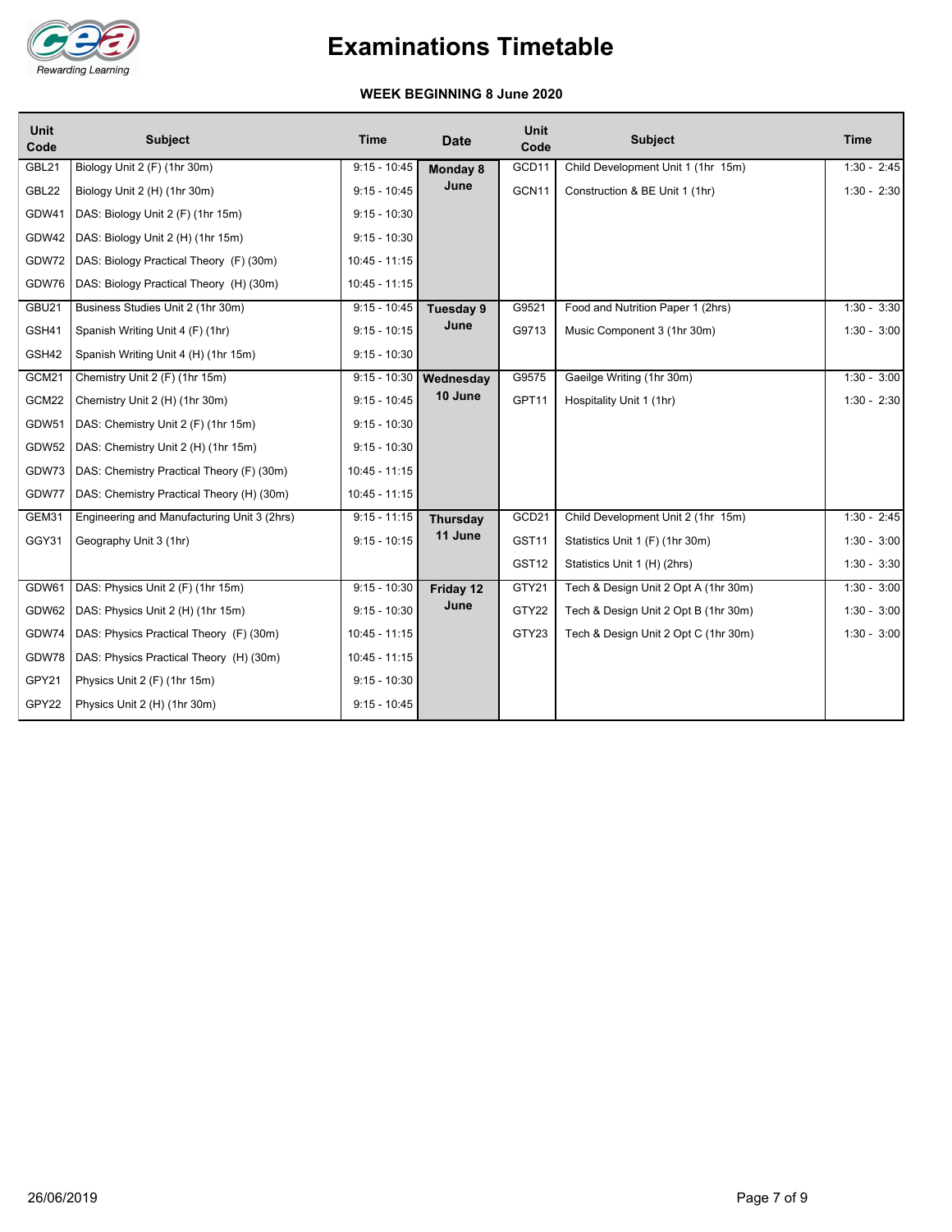# Examinations Timetable

**WEEK BEGINNING 8 June 2020**

| Unit Code | Subject | Time | Date | Unit Code | Subject | Time |
|---|---|---|---|---|---|---|
| GBL21 | Biology Unit 2 (F) (1hr 30m) | 9:15 - 10:45 | **Monday 8 June** | GCD11 | Child Development Unit 1 (1hr 15m) | 1:30 - 2:45 |
| GBL22 | Biology Unit 2 (H) (1hr 30m) | 9:15 - 10:45 | | GCN11 | Construction & BE Unit 1 (1hr) | 1:30 - 2:30 |
| GDW41 | DAS: Biology Unit 2 (F) (1hr 15m) | 9:15 - 10:30 | | | | |
| GDW42 | DAS: Biology Unit 2 (H) (1hr 15m) | 9:15 - 10:30 | | | | |
| GDW72 | DAS: Biology Practical Theory (F) (30m) | 10:45 - 11:15 | | | | |
| GDW76 | DAS: Biology Practical Theory (H) (30m) | 10:45 - 11:15 | | | | |
| GBU21 | Business Studies Unit 2 (1hr 30m) | 9:15 - 10:45 | **Tuesday 9 June** | G9521 | Food and Nutrition Paper 1 (2hrs) | 1:30 - 3:30 |
| GSH41 | Spanish Writing Unit 4 (F) (1hr) | 9:15 - 10:15 | | G9713 | Music Component 3 (1hr 30m) | 1:30 - 3:00 |
| GSH42 | Spanish Writing Unit 4 (H) (1hr 15m) | 9:15 - 10:30 | | | | |
| GCM21 | Chemistry Unit 2 (F) (1hr 15m) | 9:15 - 10:30 | **Wednesday 10 June** | G9575 | Gaeilge Writing (1hr 30m) | 1:30 - 3:00 |
| GCM22 | Chemistry Unit 2 (H) (1hr 30m) | 9:15 - 10:45 | | GPT11 | Hospitality Unit 1 (1hr) | 1:30 - 2:30 |
| GDW51 | DAS: Chemistry Unit 2 (F) (1hr 15m) | 9:15 - 10:30 | | | | |
| GDW52 | DAS: Chemistry Unit 2 (H) (1hr 15m) | 9:15 - 10:30 | | | | |
| GDW73 | DAS: Chemistry Practical Theory (F) (30m) | 10:45 - 11:15 | | | | |
| GDW77 | DAS: Chemistry Practical Theory (H) (30m) | 10:45 - 11:15 | | | | |
| GEM31 | Engineering and Manufacturing Unit 3 (2hrs) | 9:15 - 11:15 | **Thursday 11 June** | GCD21 | Child Development Unit 2 (1hr 15m) | 1:30 - 2:45 |
| GGY31 | Geography Unit 3 (1hr) | 9:15 - 10:15 | | GST11 | Statistics Unit 1 (F) (1hr 30m) | 1:30 - 3:00 |
| | | | | GST12 | Statistics Unit 1 (H) (2hrs) | 1:30 - 3:30 |
| GDW61 | DAS: Physics Unit 2 (F) (1hr 15m) | 9:15 - 10:30 | **Friday 12 June** | GTY21 | Tech & Design Unit 2 Opt A (1hr 30m) | 1:30 - 3:00 |
| GDW62 | DAS: Physics Unit 2 (H) (1hr 15m) | 9:15 - 10:30 | | GTY22 | Tech & Design Unit 2 Opt B (1hr 30m) | 1:30 - 3:00 |
| GDW74 | DAS: Physics Practical Theory (F) (30m) | 10:45 - 11:15 | | GTY23 | Tech & Design Unit 2 Opt C (1hr 30m) | 1:30 - 3:00 |
| GDW78 | DAS: Physics Practical Theory (H) (30m) | 10:45 - 11:15 | | | | |
| GPY21 | Physics Unit 2 (F) (1hr 15m) | 9:15 - 10:30 | | | | |
| GPY22 | Physics Unit 2 (H) (1hr 30m) | 9:15 - 10:45 | | | | |

26/06/2019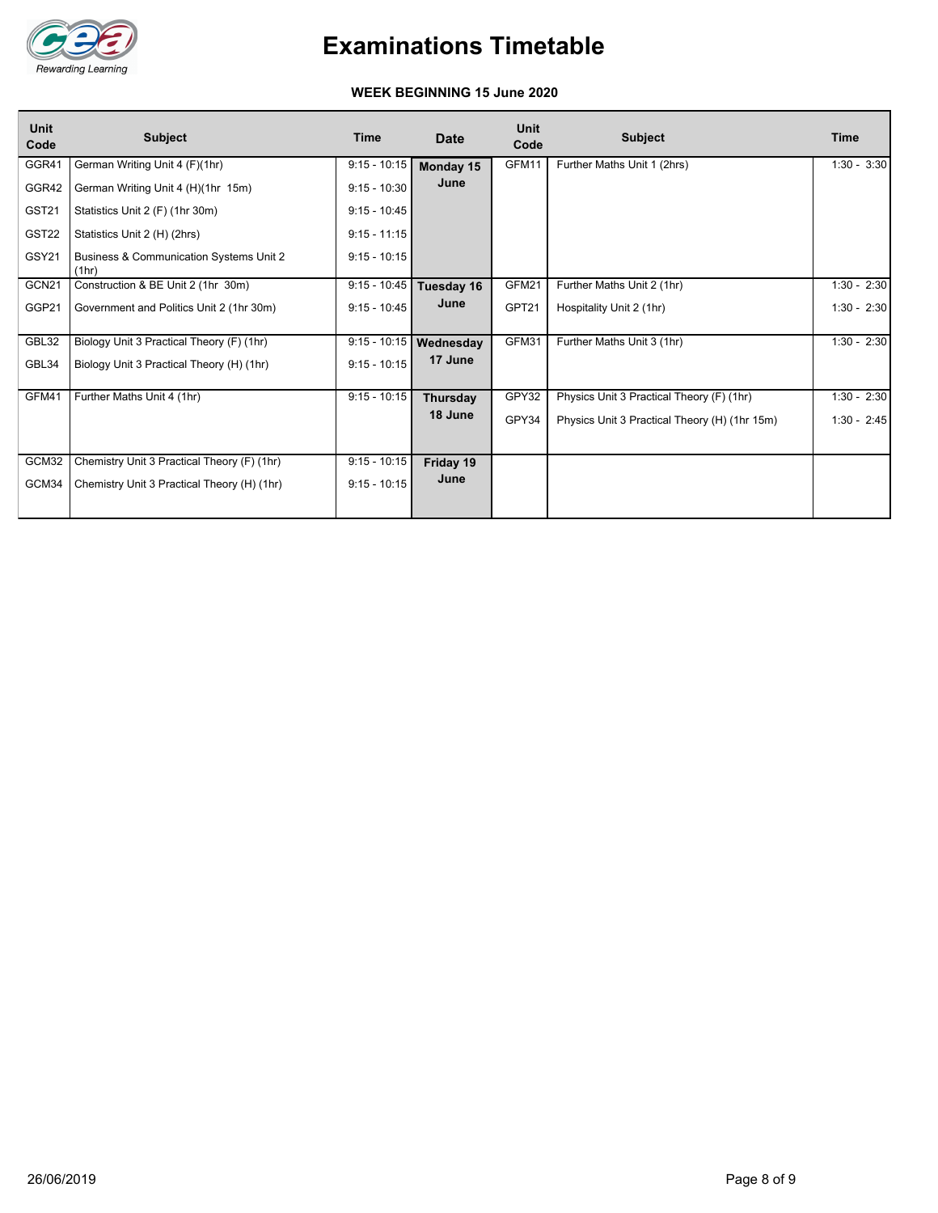# Examinations Timetable

**WEEK BEGINNING 15 June 2020**

| Unit Code | Subject | Time | Date | Unit Code | Subject | Time |
|---|---|---|---|---|---|---|
| GGR41 | German Writing Unit 4 (F)(1hr) | 9:15 - 10:15 | **Monday 15 June** | GFM11 | Further Maths Unit 1 (2hrs) | 1:30 - 3:30 |
| GGR42 | German Writing Unit 4 (H)(1hr 15m) | 9:15 - 10:30 | | | | |
| GST21 | Statistics Unit 2 (F) (1hr 30m) | 9:15 - 10:45 | | | | |
| GST22 | Statistics Unit 2 (H) (2hrs) | 9:15 - 11:15 | | | | |
| GSY21 | Business & Communication Systems Unit 2 (1hr) | 9:15 - 10:15 | | | | |
| GCN21 | Construction & BE Unit 2 (1hr 30m) | 9:15 - 10:45 | **Tuesday 16 June** | GFM21 | Further Maths Unit 2 (1hr) | 1:30 - 2:30 |
| GGP21 | Government and Politics Unit 2 (1hr 30m) | 9:15 - 10:45 | | GPT21 | Hospitality Unit 2 (1hr) | 1:30 - 2:30 |
| GBL32 | Biology Unit 3 Practical Theory (F) (1hr) | 9:15 - 10:15 | **Wednesday 17 June** | GFM31 | Further Maths Unit 3 (1hr) | 1:30 - 2:30 |
| GBL34 | Biology Unit 3 Practical Theory (H) (1hr) | 9:15 - 10:15 | | | | |
| GFM41 | Further Maths Unit 4 (1hr) | 9:15 - 10:15 | **Thursday 18 June** | GPY32 | Physics Unit 3 Practical Theory (F) (1hr) | 1:30 - 2:30 |
| | | | | GPY34 | Physics Unit 3 Practical Theory (H) (1hr 15m) | 1:30 - 2:45 |
| GCM32 | Chemistry Unit 3 Practical Theory (F) (1hr) | 9:15 - 10:15 | **Friday 19 June** | | | |
| GCM34 | Chemistry Unit 3 Practical Theory (H) (1hr) | 9:15 - 10:15 | | | | |

26/06/2019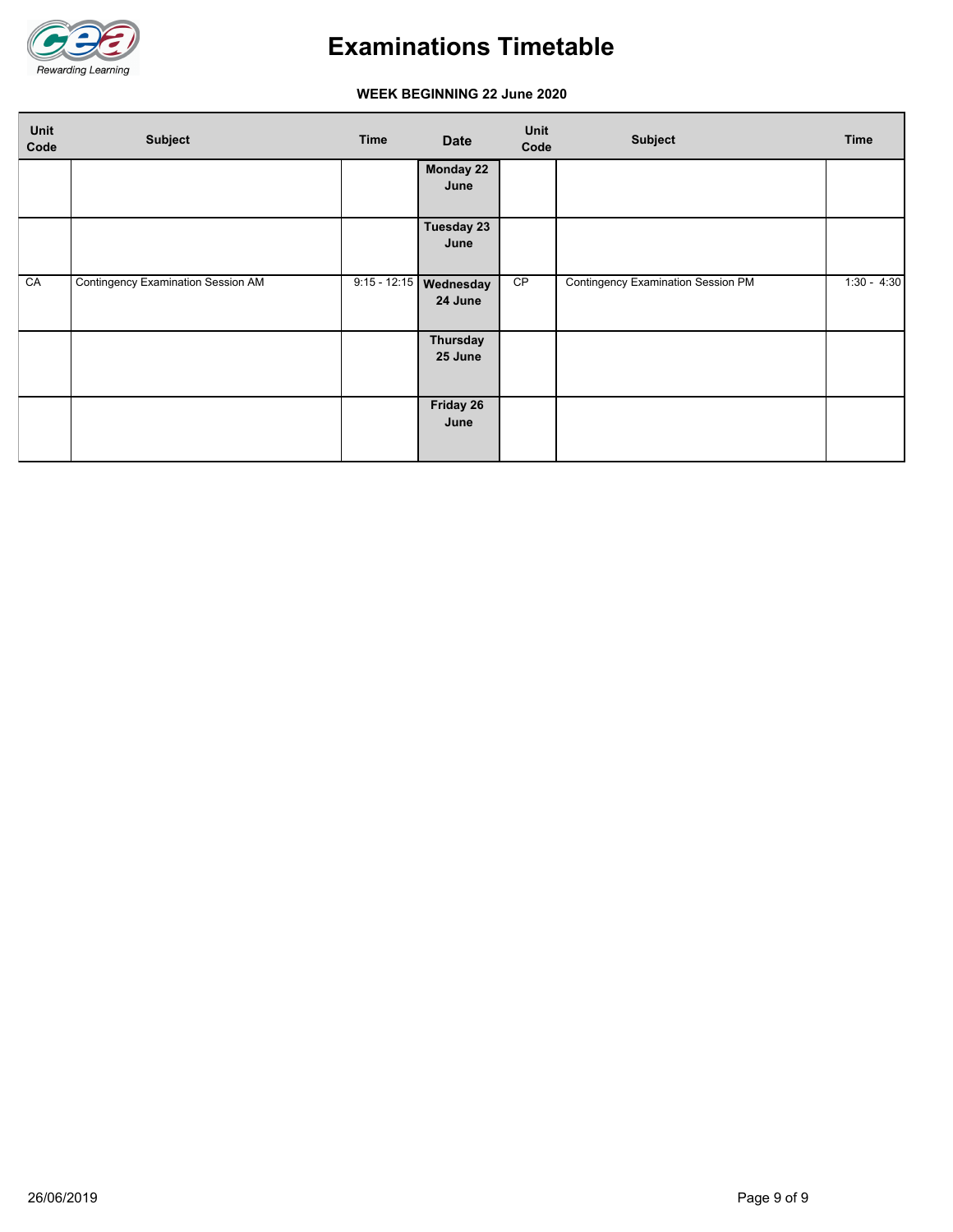# Examinations Timetable

**WEEK BEGINNING 22 June 2020**

| Unit Code | Subject | Time | Date | Unit Code | Subject | Time |
|---|---|---|---|---|---|---|
| | | | **Monday 22 June** | | | |
| | | | **Tuesday 23 June** | | | |
| CA | Contingency Examination Session AM | 9:15 - 12:15 | **Wednesday 24 June** | CP | Contingency Examination Session PM | 1:30 - 4:30 |
| | | | **Thursday 25 June** | | | |
| | | | **Friday 26 June** | | | |

26/06/2019